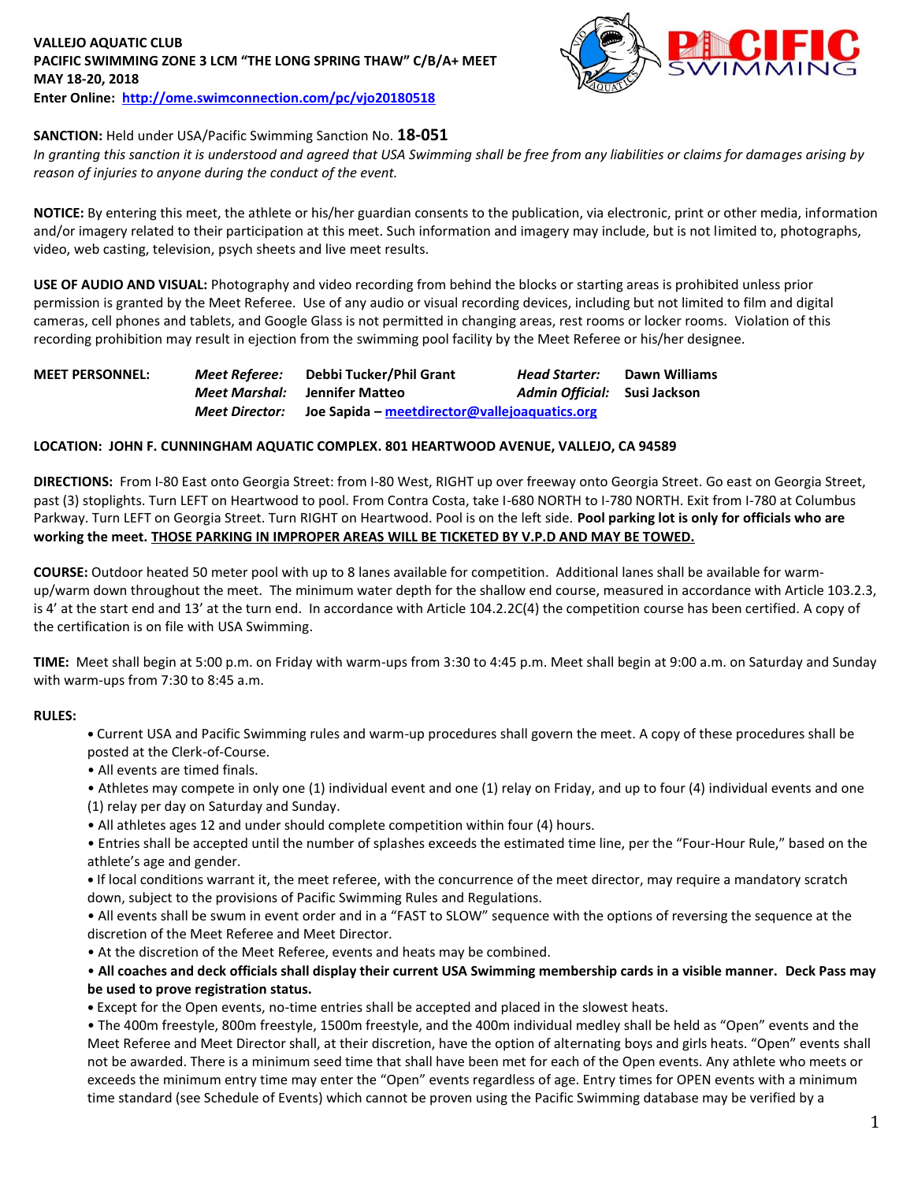**VALLEJO AQUATIC CLUB**
**PACIFIC SWIMMING ZONE 3 LCM "THE LONG SPRING THAW" C/B/A+ MEET**
**MAY 18-20, 2018**
**Enter Online: [http://ome.swimconnection.com/pc/vjo20180518](http://ome.swimconnection.com/pc/vjo20180518)**

**SANCTION:** Held under USA/Pacific Swimming Sanction No. **18-051**
*In granting this sanction it is understood and agreed that USA Swimming shall be free from any liabilities or claims for damages arising by reason of injuries to anyone during the conduct of the event.*

**NOTICE:** By entering this meet, the athlete or his/her guardian consents to the publication, via electronic, print or other media, information and/or imagery related to their participation at this meet. Such information and imagery may include, but is not limited to, photographs, video, web casting, television, psych sheets and live meet results.

**USE OF AUDIO AND VISUAL:** Photography and video recording from behind the blocks or starting areas is prohibited unless prior permission is granted by the Meet Referee. Use of any audio or visual recording devices, including but not limited to film and digital cameras, cell phones and tablets, and Google Glass is not permitted in changing areas, rest rooms or locker rooms. Violation of this recording prohibition may result in ejection from the swimming pool facility by the Meet Referee or his/her designee.

| **MEET PERSONNEL:** | ***Meet Referee:*** | **Debbi Tucker/Phil Grant** | ***Head Starter:*** | **Dawn Williams** |
|---|---|---|---|---|
| | ***Meet Marshal:*** | **Jennifer Matteo** | ***Admin Official:*** | **Susi Jackson** |
| | ***Meet Director:*** | **Joe Sapida – [meetdirector@vallejoaquatics.org](mailto:meetdirector@vallejoaquatics.org)** | | |

**LOCATION: JOHN F. CUNNINGHAM AQUATIC COMPLEX. 801 HEARTWOOD AVENUE, VALLEJO, CA 94589**

**DIRECTIONS:** From I-80 East onto Georgia Street: from I-80 West, RIGHT up over freeway onto Georgia Street. Go east on Georgia Street, past (3) stoplights. Turn LEFT on Heartwood to pool. From Contra Costa, take I-680 NORTH to I-780 NORTH. Exit from I-780 at Columbus Parkway. Turn LEFT on Georgia Street. Turn RIGHT on Heartwood. Pool is on the left side. **Pool parking lot is only for officials who are working the meet. <u>THOSE PARKING IN IMPROPER AREAS WILL BE TICKETED BY V.P.D AND MAY BE TOWED.</u>**

**COURSE:** Outdoor heated 50 meter pool with up to 8 lanes available for competition. Additional lanes shall be available for warm-up/warm down throughout the meet. The minimum water depth for the shallow end course, measured in accordance with Article 103.2.3, is 4' at the start end and 13' at the turn end. In accordance with Article 104.2.2C(4) the competition course has been certified. A copy of the certification is on file with USA Swimming.

**TIME:** Meet shall begin at 5:00 p.m. on Friday with warm-ups from 3:30 to 4:45 p.m. Meet shall begin at 9:00 a.m. on Saturday and Sunday with warm-ups from 7:30 to 8:45 a.m.

**RULES:**

- Current USA and Pacific Swimming rules and warm-up procedures shall govern the meet. A copy of these procedures shall be posted at the Clerk-of-Course.
- All events are timed finals.
- Athletes may compete in only one (1) individual event and one (1) relay on Friday, and up to four (4) individual events and one (1) relay per day on Saturday and Sunday.
- All athletes ages 12 and under should complete competition within four (4) hours.
- Entries shall be accepted until the number of splashes exceeds the estimated time line, per the "Four-Hour Rule," based on the athlete's age and gender.
- If local conditions warrant it, the meet referee, with the concurrence of the meet director, may require a mandatory scratch down, subject to the provisions of Pacific Swimming Rules and Regulations.
- All events shall be swum in event order and in a "FAST to SLOW" sequence with the options of reversing the sequence at the discretion of the Meet Referee and Meet Director.
- At the discretion of the Meet Referee, events and heats may be combined.
- **All coaches and deck officials shall display their current USA Swimming membership cards in a visible manner. Deck Pass may be used to prove registration status.**
- Except for the Open events, no-time entries shall be accepted and placed in the slowest heats.
- The 400m freestyle, 800m freestyle, 1500m freestyle, and the 400m individual medley shall be held as "Open" events and the Meet Referee and Meet Director shall, at their discretion, have the option of alternating boys and girls heats. "Open" events shall not be awarded. There is a minimum seed time that shall have been met for each of the Open events. Any athlete who meets or exceeds the minimum entry time may enter the "Open" events regardless of age. Entry times for OPEN events with a minimum time standard (see Schedule of Events) which cannot be proven using the Pacific Swimming database may be verified by a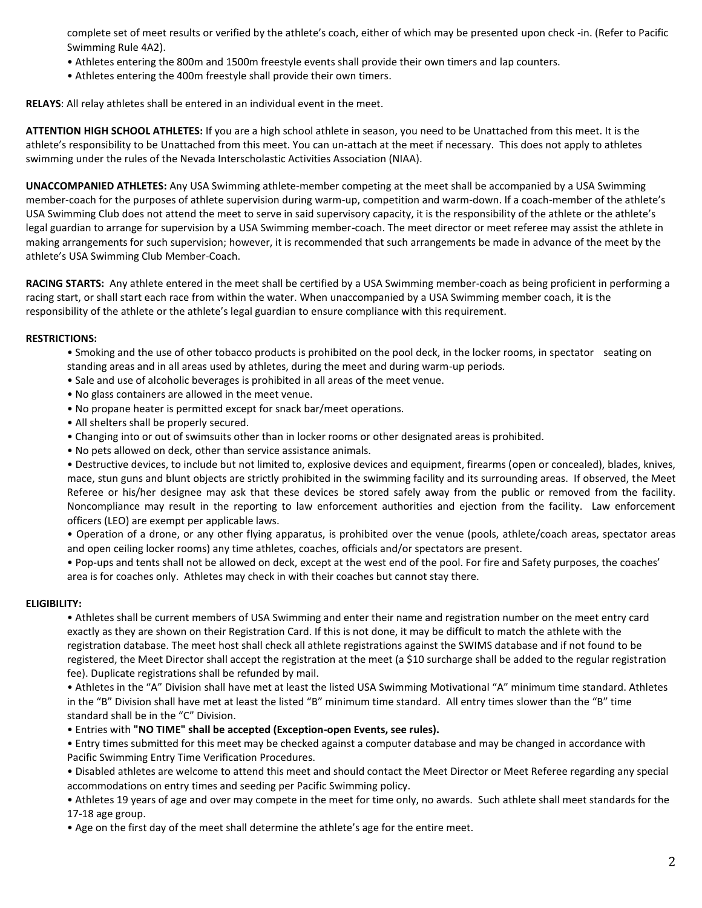complete set of meet results or verified by the athlete's coach, either of which may be presented upon check -in. (Refer to Pacific Swimming Rule 4A2).

- Athletes entering the 800m and 1500m freestyle events shall provide their own timers and lap counters.
- Athletes entering the 400m freestyle shall provide their own timers.

**RELAYS**: All relay athletes shall be entered in an individual event in the meet.

**ATTENTION HIGH SCHOOL ATHLETES:** If you are a high school athlete in season, you need to be Unattached from this meet. It is the athlete's responsibility to be Unattached from this meet. You can un-attach at the meet if necessary. This does not apply to athletes swimming under the rules of the Nevada Interscholastic Activities Association (NIAA).

**UNACCOMPANIED ATHLETES:** Any USA Swimming athlete-member competing at the meet shall be accompanied by a USA Swimming member-coach for the purposes of athlete supervision during warm-up, competition and warm-down. If a coach-member of the athlete's USA Swimming Club does not attend the meet to serve in said supervisory capacity, it is the responsibility of the athlete or the athlete's legal guardian to arrange for supervision by a USA Swimming member-coach. The meet director or meet referee may assist the athlete in making arrangements for such supervision; however, it is recommended that such arrangements be made in advance of the meet by the athlete's USA Swimming Club Member-Coach.

**RACING STARTS:** Any athlete entered in the meet shall be certified by a USA Swimming member-coach as being proficient in performing a racing start, or shall start each race from within the water. When unaccompanied by a USA Swimming member coach, it is the responsibility of the athlete or the athlete's legal guardian to ensure compliance with this requirement.

**RESTRICTIONS:**

- Smoking and the use of other tobacco products is prohibited on the pool deck, in the locker rooms, in spectator seating on standing areas and in all areas used by athletes, during the meet and during warm-up periods.
- Sale and use of alcoholic beverages is prohibited in all areas of the meet venue.
- No glass containers are allowed in the meet venue.
- No propane heater is permitted except for snack bar/meet operations.
- All shelters shall be properly secured.
- Changing into or out of swimsuits other than in locker rooms or other designated areas is prohibited.
- No pets allowed on deck, other than service assistance animals.
- Destructive devices, to include but not limited to, explosive devices and equipment, firearms (open or concealed), blades, knives, mace, stun guns and blunt objects are strictly prohibited in the swimming facility and its surrounding areas. If observed, the Meet Referee or his/her designee may ask that these devices be stored safely away from the public or removed from the facility. Noncompliance may result in the reporting to law enforcement authorities and ejection from the facility. Law enforcement officers (LEO) are exempt per applicable laws.
- Operation of a drone, or any other flying apparatus, is prohibited over the venue (pools, athlete/coach areas, spectator areas and open ceiling locker rooms) any time athletes, coaches, officials and/or spectators are present.
- Pop-ups and tents shall not be allowed on deck, except at the west end of the pool. For fire and Safety purposes, the coaches' area is for coaches only. Athletes may check in with their coaches but cannot stay there.

**ELIGIBILITY:**

- Athletes shall be current members of USA Swimming and enter their name and registration number on the meet entry card exactly as they are shown on their Registration Card. If this is not done, it may be difficult to match the athlete with the registration database. The meet host shall check all athlete registrations against the SWIMS database and if not found to be registered, the Meet Director shall accept the registration at the meet (a $10 surcharge shall be added to the regular registration fee). Duplicate registrations shall be refunded by mail.
- Athletes in the "A" Division shall have met at least the listed USA Swimming Motivational "A" minimum time standard. Athletes in the "B" Division shall have met at least the listed "B" minimum time standard. All entry times slower than the "B" time standard shall be in the "C" Division.
- Entries with **"NO TIME" shall be accepted (Exception-open Events, see rules).**
- Entry times submitted for this meet may be checked against a computer database and may be changed in accordance with Pacific Swimming Entry Time Verification Procedures.
- Disabled athletes are welcome to attend this meet and should contact the Meet Director or Meet Referee regarding any special accommodations on entry times and seeding per Pacific Swimming policy.
- Athletes 19 years of age and over may compete in the meet for time only, no awards. Such athlete shall meet standards for the 17-18 age group.
- Age on the first day of the meet shall determine the athlete's age for the entire meet.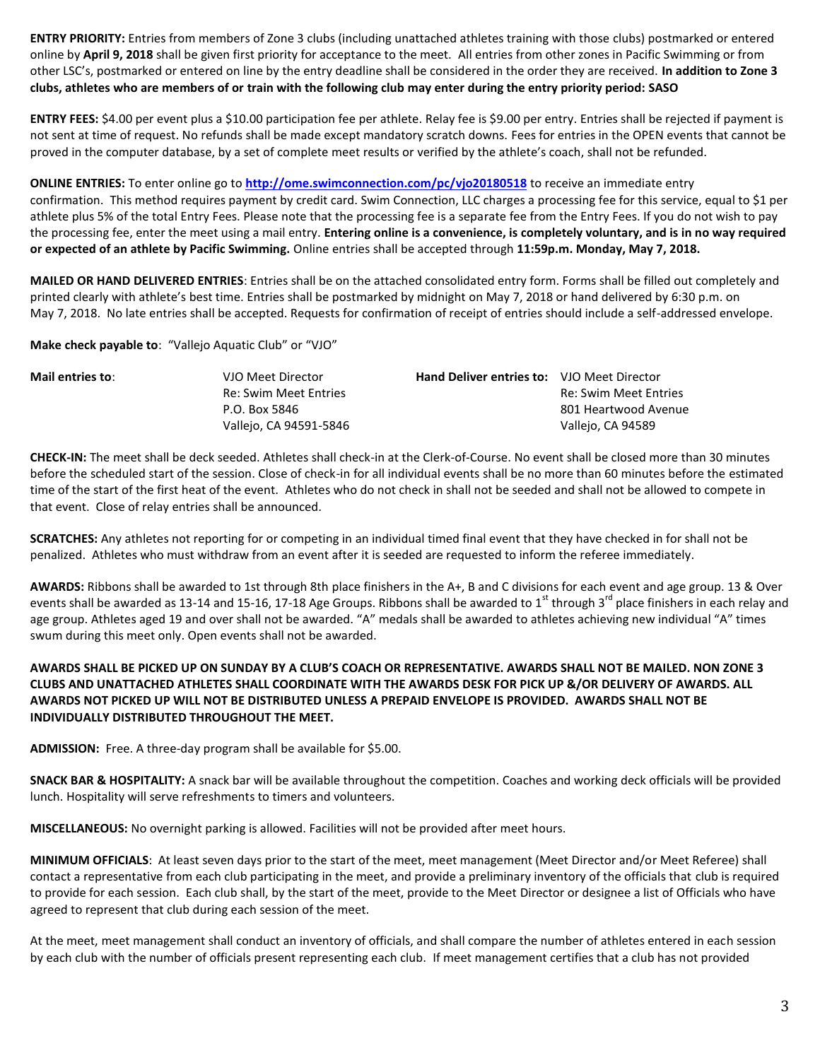**ENTRY PRIORITY:** Entries from members of Zone 3 clubs (including unattached athletes training with those clubs) postmarked or entered online by **April 9, 2018** shall be given first priority for acceptance to the meet. All entries from other zones in Pacific Swimming or from other LSC's, postmarked or entered on line by the entry deadline shall be considered in the order they are received. **In addition to Zone 3 clubs, athletes who are members of or train with the following club may enter during the entry priority period: SASO**

**ENTRY FEES:** $4.00 per event plus a $10.00 participation fee per athlete. Relay fee is $9.00 per entry. Entries shall be rejected if payment is not sent at time of request. No refunds shall be made except mandatory scratch downs. Fees for entries in the OPEN events that cannot be proved in the computer database, by a set of complete meet results or verified by the athlete's coach, shall not be refunded.

**ONLINE ENTRIES:** To enter online go to **http://ome.swimconnection.com/pc/vjo20180518** to receive an immediate entry confirmation. This method requires payment by credit card. Swim Connection, LLC charges a processing fee for this service, equal to $1 per athlete plus 5% of the total Entry Fees. Please note that the processing fee is a separate fee from the Entry Fees. If you do not wish to pay the processing fee, enter the meet using a mail entry. **Entering online is a convenience, is completely voluntary, and is in no way required or expected of an athlete by Pacific Swimming.** Online entries shall be accepted through **11:59p.m. Monday, May 7, 2018.**

**MAILED OR HAND DELIVERED ENTRIES**: Entries shall be on the attached consolidated entry form. Forms shall be filled out completely and printed clearly with athlete's best time. Entries shall be postmarked by midnight on May 7, 2018 or hand delivered by 6:30 p.m. on May 7, 2018. No late entries shall be accepted. Requests for confirmation of receipt of entries should include a self-addressed envelope.

**Make check payable to**: "Vallejo Aquatic Club" or "VJO"

| **Mail entries to**: | VJO Meet Director<br>Re: Swim Meet Entries<br>P.O. Box 5846<br>Vallejo, CA 94591-5846 | **Hand Deliver entries to:** | VJO Meet Director<br>Re: Swim Meet Entries<br>801 Heartwood Avenue<br>Vallejo, CA 94589 |
|---|---|---|---|

**CHECK-IN:** The meet shall be deck seeded. Athletes shall check-in at the Clerk-of-Course. No event shall be closed more than 30 minutes before the scheduled start of the session. Close of check-in for all individual events shall be no more than 60 minutes before the estimated time of the start of the first heat of the event. Athletes who do not check in shall not be seeded and shall not be allowed to compete in that event. Close of relay entries shall be announced.

**SCRATCHES:** Any athletes not reporting for or competing in an individual timed final event that they have checked in for shall not be penalized. Athletes who must withdraw from an event after it is seeded are requested to inform the referee immediately.

**AWARDS:** Ribbons shall be awarded to 1st through 8th place finishers in the A+, B and C divisions for each event and age group. 13 & Over events shall be awarded as 13-14 and 15-16, 17-18 Age Groups. Ribbons shall be awarded to 1st through 3rd place finishers in each relay and age group. Athletes aged 19 and over shall not be awarded. "A" medals shall be awarded to athletes achieving new individual "A" times swum during this meet only. Open events shall not be awarded.

**AWARDS SHALL BE PICKED UP ON SUNDAY BY A CLUB'S COACH OR REPRESENTATIVE. AWARDS SHALL NOT BE MAILED. NON ZONE 3 CLUBS AND UNATTACHED ATHLETES SHALL COORDINATE WITH THE AWARDS DESK FOR PICK UP &/OR DELIVERY OF AWARDS. ALL AWARDS NOT PICKED UP WILL NOT BE DISTRIBUTED UNLESS A PREPAID ENVELOPE IS PROVIDED. AWARDS SHALL NOT BE INDIVIDUALLY DISTRIBUTED THROUGHOUT THE MEET.**

**ADMISSION:** Free. A three-day program shall be available for $5.00.

**SNACK BAR & HOSPITALITY:** A snack bar will be available throughout the competition. Coaches and working deck officials will be provided lunch. Hospitality will serve refreshments to timers and volunteers.

**MISCELLANEOUS:** No overnight parking is allowed. Facilities will not be provided after meet hours.

**MINIMUM OFFICIALS**: At least seven days prior to the start of the meet, meet management (Meet Director and/or Meet Referee) shall contact a representative from each club participating in the meet, and provide a preliminary inventory of the officials that club is required to provide for each session. Each club shall, by the start of the meet, provide to the Meet Director or designee a list of Officials who have agreed to represent that club during each session of the meet.

At the meet, meet management shall conduct an inventory of officials, and shall compare the number of athletes entered in each session by each club with the number of officials present representing each club. If meet management certifies that a club has not provided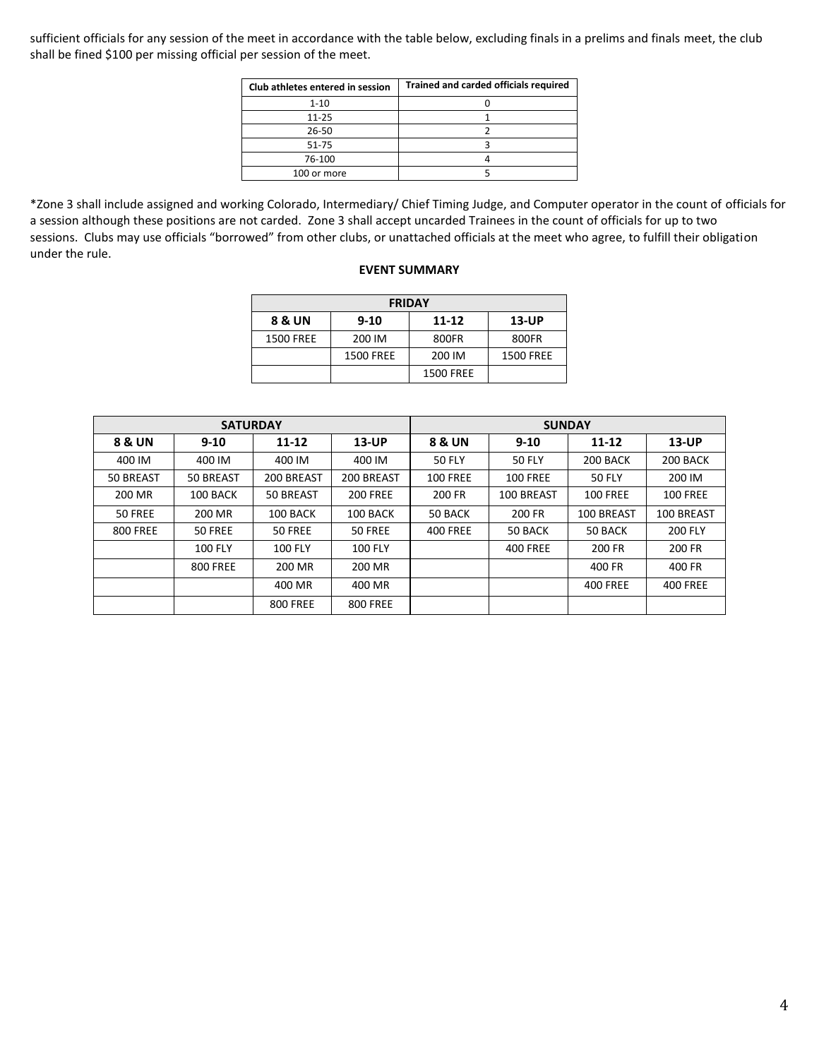sufficient officials for any session of the meet in accordance with the table below, excluding finals in a prelims and finals meet, the club shall be fined $100 per missing official per session of the meet.

| Club athletes entered in session | Trained and carded officials required |
|---|---|
| 1-10 | 0 |
| 11-25 | 1 |
| 26-50 | 2 |
| 51-75 | 3 |
| 76-100 | 4 |
| 100 or more | 5 |

*Zone 3 shall include assigned and working Colorado, Intermediary/ Chief Timing Judge, and Computer operator in the count of officials for a session although these positions are not carded. Zone 3 shall accept uncarded Trainees in the count of officials for up to two sessions. Clubs may use officials "borrowed" from other clubs, or unattached officials at the meet who agree, to fulfill their obligation under the rule.

**EVENT SUMMARY**

| FRIDAY | | | |
|---|---|---|---|
| **8 & UN** | **9-10** | **11-12** | **13-UP** |
| 1500 FREE | 200 IM | 800FR | 800FR |
| | 1500 FREE | 200 IM | 1500 FREE |
| | | 1500 FREE | |

| SATURDAY | | | | SUNDAY | | | |
|---|---|---|---|---|---|---|---|
| **8 & UN** | **9-10** | **11-12** | **13-UP** | **8 & UN** | **9-10** | **11-12** | **13-UP** |
| 400 IM | 400 IM | 400 IM | 400 IM | 50 FLY | 50 FLY | 200 BACK | 200 BACK |
| 50 BREAST | 50 BREAST | 200 BREAST | 200 BREAST | 100 FREE | 100 FREE | 50 FLY | 200 IM |
| 200 MR | 100 BACK | 50 BREAST | 200 FREE | 200 FR | 100 BREAST | 100 FREE | 100 FREE |
| 50 FREE | 200 MR | 100 BACK | 100 BACK | 50 BACK | 200 FR | 100 BREAST | 100 BREAST |
| 800 FREE | 50 FREE | 50 FREE | 50 FREE | 400 FREE | 50 BACK | 50 BACK | 200 FLY |
| | 100 FLY | 100 FLY | 100 FLY | | 400 FREE | 200 FR | 200 FR |
| | 800 FREE | 200 MR | 200 MR | | | 400 FR | 400 FR |
| | | 400 MR | 400 MR | | | 400 FREE | 400 FREE |
| | | 800 FREE | 800 FREE | | | | |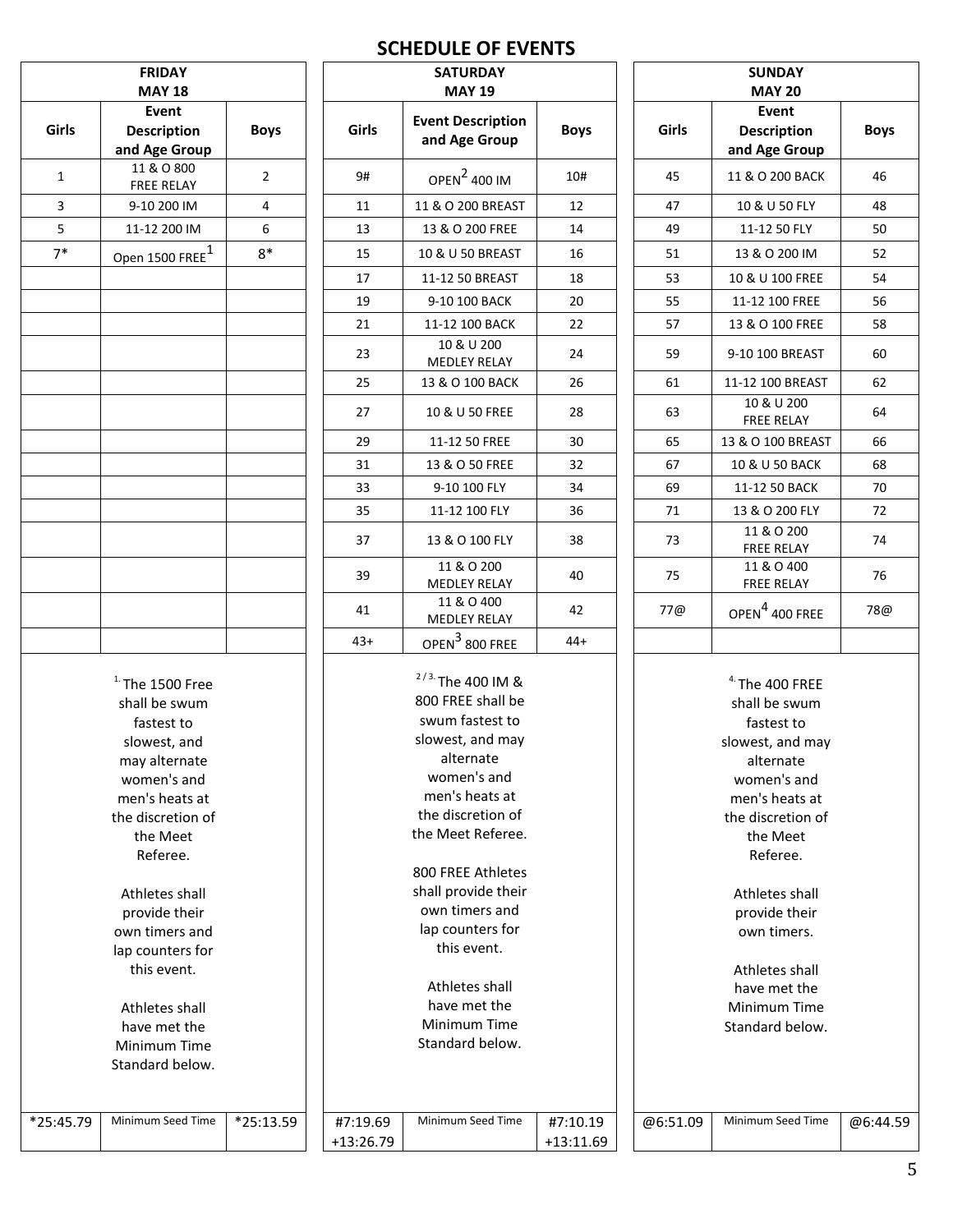# SCHEDULE OF EVENTS

| FRIDAY MAY 18 | | |
|---|---|---|
| Girls | Event Description and Age Group | Boys |
| 1 | 11 & O 800 FREE RELAY | 2 |
| 3 | 9-10 200 IM | 4 |
| 5 | 11-12 200 IM | 6 |
| 7* | Open 1500 FREE[1] | 8* |
| [1.] The 1500 Free shall be swum fastest to slowest, and may alternate women's and men's heats at the discretion of the Meet Referee. Athletes shall provide their own timers and lap counters for this event. Athletes shall have met the Minimum Time Standard below. | | |
| *25:45.79 | Minimum Seed Time | *25:13.59 |

| SATURDAY MAY 19 | | |
|---|---|---|
| Girls | Event Description and Age Group | Boys |
| 9# | OPEN[2] 400 IM | 10# |
| 11 | 11 & O 200 BREAST | 12 |
| 13 | 13 & O 200 FREE | 14 |
| 15 | 10 & U 50 BREAST | 16 |
| 17 | 11-12 50 BREAST | 18 |
| 19 | 9-10 100 BACK | 20 |
| 21 | 11-12 100 BACK | 22 |
| 23 | 10 & U 200 MEDLEY RELAY | 24 |
| 25 | 13 & O 100 BACK | 26 |
| 27 | 10 & U 50 FREE | 28 |
| 29 | 11-12 50 FREE | 30 |
| 31 | 13 & O 50 FREE | 32 |
| 33 | 9-10 100 FLY | 34 |
| 35 | 11-12 100 FLY | 36 |
| 37 | 13 & O 100 FLY | 38 |
| 39 | 11 & O 200 MEDLEY RELAY | 40 |
| 41 | 11 & O 400 MEDLEY RELAY | 42 |
| 43+ | OPEN[3] 800 FREE | 44+ |
| [2 / 3.] The 400 IM & 800 FREE shall be swum fastest to slowest, and may alternate women's and men's heats at the discretion of the Meet Referee. 800 FREE Athletes shall provide their own timers and lap counters for this event. Athletes shall have met the Minimum Time Standard below. | | |
| #7:19.69 +13:26.79 | Minimum Seed Time | #7:10.19 +13:11.69 |

| SUNDAY MAY 20 | | |
|---|---|---|
| Girls | Event Description and Age Group | Boys |
| 45 | 11 & O 200 BACK | 46 |
| 47 | 10 & U 50 FLY | 48 |
| 49 | 11-12 50 FLY | 50 |
| 51 | 13 & O 200 IM | 52 |
| 53 | 10 & U 100 FREE | 54 |
| 55 | 11-12 100 FREE | 56 |
| 57 | 13 & O 100 FREE | 58 |
| 59 | 9-10 100 BREAST | 60 |
| 61 | 11-12 100 BREAST | 62 |
| 63 | 10 & U 200 FREE RELAY | 64 |
| 65 | 13 & O 100 BREAST | 66 |
| 67 | 10 & U 50 BACK | 68 |
| 69 | 11-12 50 BACK | 70 |
| 71 | 13 & O 200 FLY | 72 |
| 73 | 11 & O 200 FREE RELAY | 74 |
| 75 | 11 & O 400 FREE RELAY | 76 |
| 77@ | OPEN[4] 400 FREE | 78@ |
| [4.] The 400 FREE shall be swum fastest to slowest, and may alternate women's and men's heats at the discretion of the Meet Referee. Athletes shall provide their own timers. Athletes shall have met the Minimum Time Standard below. | | |
| @6:51.09 | Minimum Seed Time | @6:44.59 |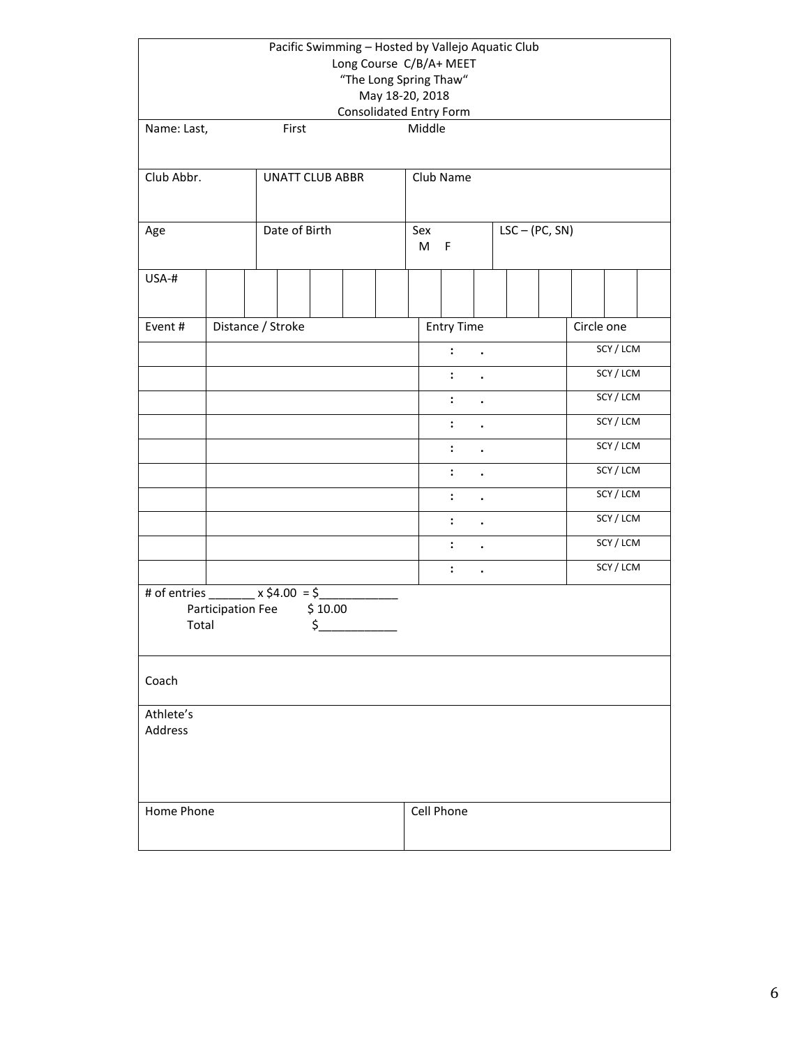Pacific Swimming – Hosted by Vallejo Aquatic Club
Long Course C/B/A+ MEET
"The Long Spring Thaw"
May 18-20, 2018
Consolidated Entry Form

| Name: Last, | First | Middle | |
|---|---|---|---|
| Club Abbr. | UNATT CLUB ABBR | Club Name | |
| Age | Date of Birth | Sex M F | LSC – (PC, SN) |

| USA-# | | | | | | | | | | | | | | |
|---|---|---|---|---|---|---|---|---|---|---|---|---|---|---|

| Event # | Distance / Stroke | Entry Time | Circle one |
|---|---|---|---|
| | | : . | SCY / LCM |
| | | : . | SCY / LCM |
| | | : . | SCY / LCM |
| | | : . | SCY / LCM |
| | | : . | SCY / LCM |
| | | : . | SCY / LCM |
| | | : . | SCY / LCM |
| | | : . | SCY / LCM |
| | | : . | SCY / LCM |
| | | : . | SCY / LCM |

# of entries _______ x $4.00 = $____________
Participation Fee $ 10.00
Total $____________

Coach

Athlete's Address

| Home Phone | Cell Phone |
|---|---|
| | |